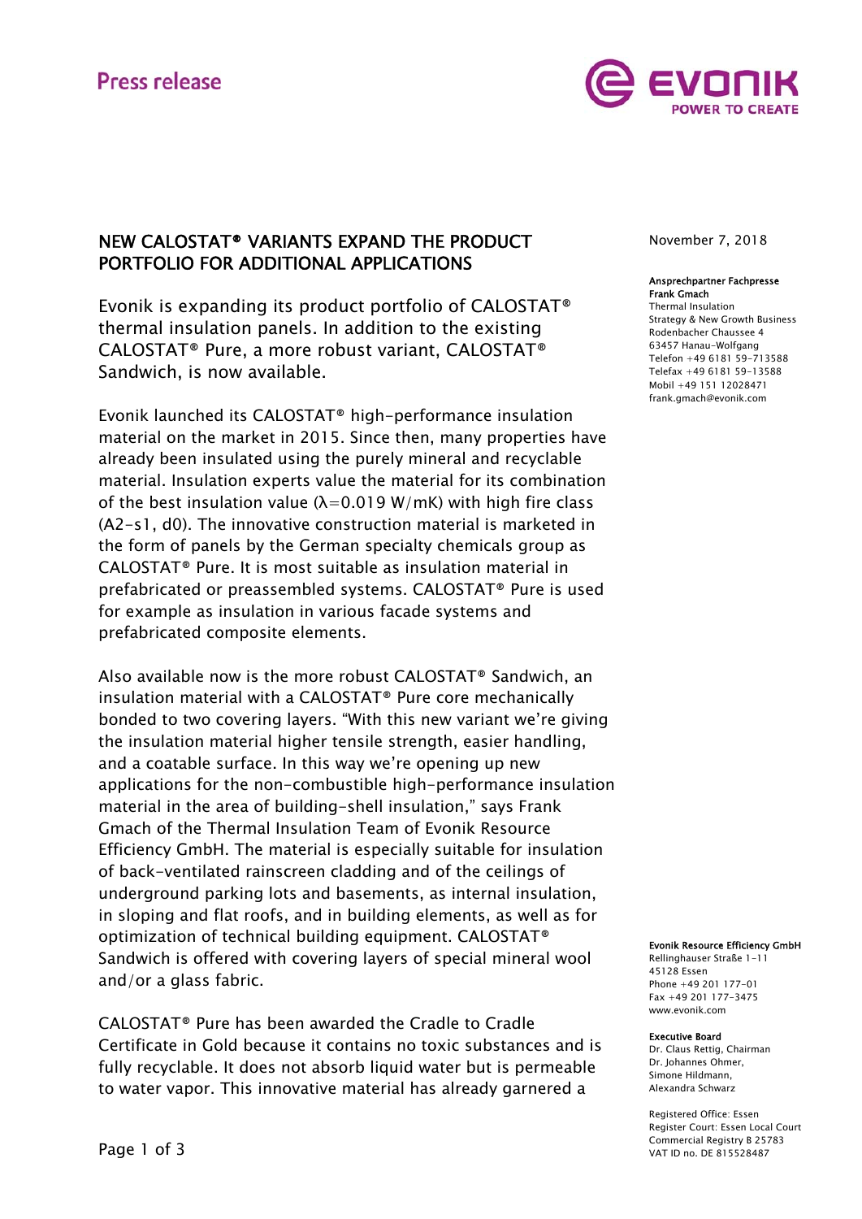Press release

# NEW CALOSTAT® VARIANTS EXPAND THE PRODUCT PORTFOLIO FOR ADDITIONAL APPLICATIONS

November 7, 2018

**Ansprechpartner Fachpresse**
**Frank Gmach**
Thermal Insulation
Strategy & New Growth Business
Rodenbacher Chaussee 4
63457 Hanau-Wolfgang
Telefon +49 6181 59-713588
Telefax +49 6181 59-13588
Mobil +49 151 12028471
frank.gmach@evonik.com

Evonik is expanding its product portfolio of CALOSTAT® thermal insulation panels. In addition to the existing CALOSTAT® Pure, a more robust variant, CALOSTAT® Sandwich, is now available.

Evonik launched its CALOSTAT® high-performance insulation material on the market in 2015. Since then, many properties have already been insulated using the purely mineral and recyclable material. Insulation experts value the material for its combination of the best insulation value ($\lambda$=0.019 W/mK) with high fire class (A2-s1, d0). The innovative construction material is marketed in the form of panels by the German specialty chemicals group as CALOSTAT® Pure. It is most suitable as insulation material in prefabricated or preassembled systems. CALOSTAT® Pure is used for example as insulation in various facade systems and prefabricated composite elements.

Also available now is the more robust CALOSTAT® Sandwich, an insulation material with a CALOSTAT® Pure core mechanically bonded to two covering layers. "With this new variant we're giving the insulation material higher tensile strength, easier handling, and a coatable surface. In this way we're opening up new applications for the non-combustible high-performance insulation material in the area of building-shell insulation," says Frank Gmach of the Thermal Insulation Team of Evonik Resource Efficiency GmbH. The material is especially suitable for insulation of back-ventilated rainscreen cladding and of the ceilings of underground parking lots and basements, as internal insulation, in sloping and flat roofs, and in building elements, as well as for optimization of technical building equipment. CALOSTAT® Sandwich is offered with covering layers of special mineral wool and/or a glass fabric.

CALOSTAT® Pure has been awarded the Cradle to Cradle Certificate in Gold because it contains no toxic substances and is fully recyclable. It does not absorb liquid water but is permeable to water vapor. This innovative material has already garnered a

**Evonik Resource Efficiency GmbH**
Rellinghauser Straße 1-11
45128 Essen
Phone +49 201 177-01
Fax +49 201 177-3475
www.evonik.com

**Executive Board**
Dr. Claus Rettig, Chairman
Dr. Johannes Ohmer,
Simone Hildmann,
Alexandra Schwarz

Registered Office: Essen
Register Court: Essen Local Court
Commercial Registry B 25783
VAT ID no. DE 815528487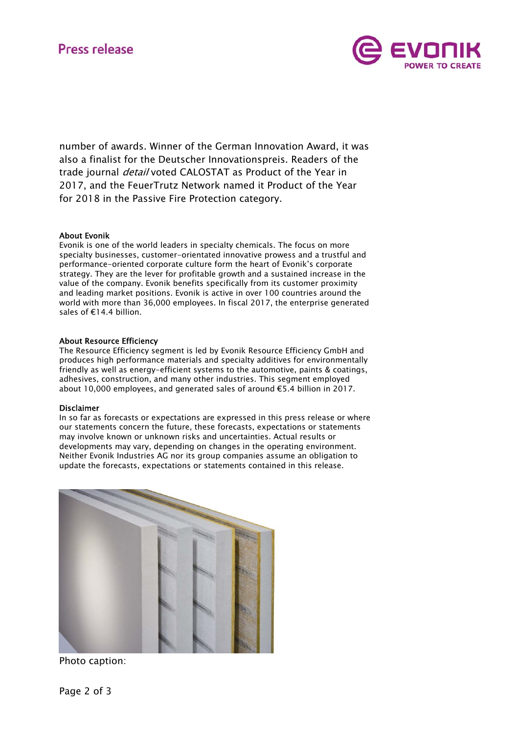number of awards. Winner of the German Innovation Award, it was also a finalist for the Deutscher Innovationspreis. Readers of the trade journal *detail* voted CALOSTAT as Product of the Year in 2017, and the FeuerTrutz Network named it Product of the Year for 2018 in the Passive Fire Protection category.

**About Evonik**
Evonik is one of the world leaders in specialty chemicals. The focus on more specialty businesses, customer-orientated innovative prowess and a trustful and performance-oriented corporate culture form the heart of Evonik's corporate strategy. They are the lever for profitable growth and a sustained increase in the value of the company. Evonik benefits specifically from its customer proximity and leading market positions. Evonik is active in over 100 countries around the world with more than 36,000 employees. In fiscal 2017, the enterprise generated sales of €14.4 billion.

**About Resource Efficiency**
The Resource Efficiency segment is led by Evonik Resource Efficiency GmbH and produces high performance materials and specialty additives for environmentally friendly as well as energy-efficient systems to the automotive, paints & coatings, adhesives, construction, and many other industries. This segment employed about 10,000 employees, and generated sales of around €5.4 billion in 2017.

**Disclaimer**
In so far as forecasts or expectations are expressed in this press release or where our statements concern the future, these forecasts, expectations or statements may involve known or unknown risks and uncertainties. Actual results or developments may vary, depending on changes in the operating environment. Neither Evonik Industries AG nor its group companies assume an obligation to update the forecasts, expectations or statements contained in this release.

Photo caption: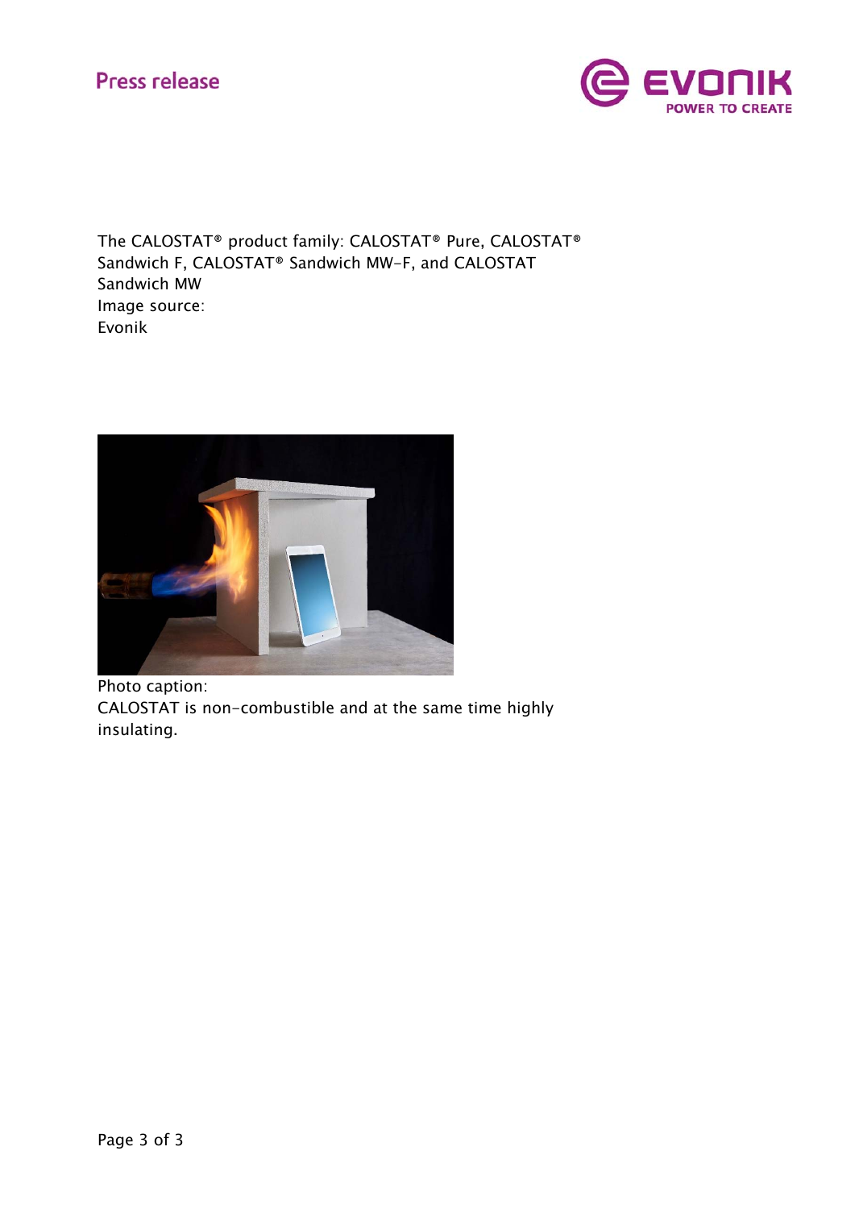The CALOSTAT® product family: CALOSTAT® Pure, CALOSTAT® Sandwich F, CALOSTAT® Sandwich MW-F, and CALOSTAT Sandwich MW

Image source:
Evonik

Photo caption:
CALOSTAT is non-combustible and at the same time highly insulating.